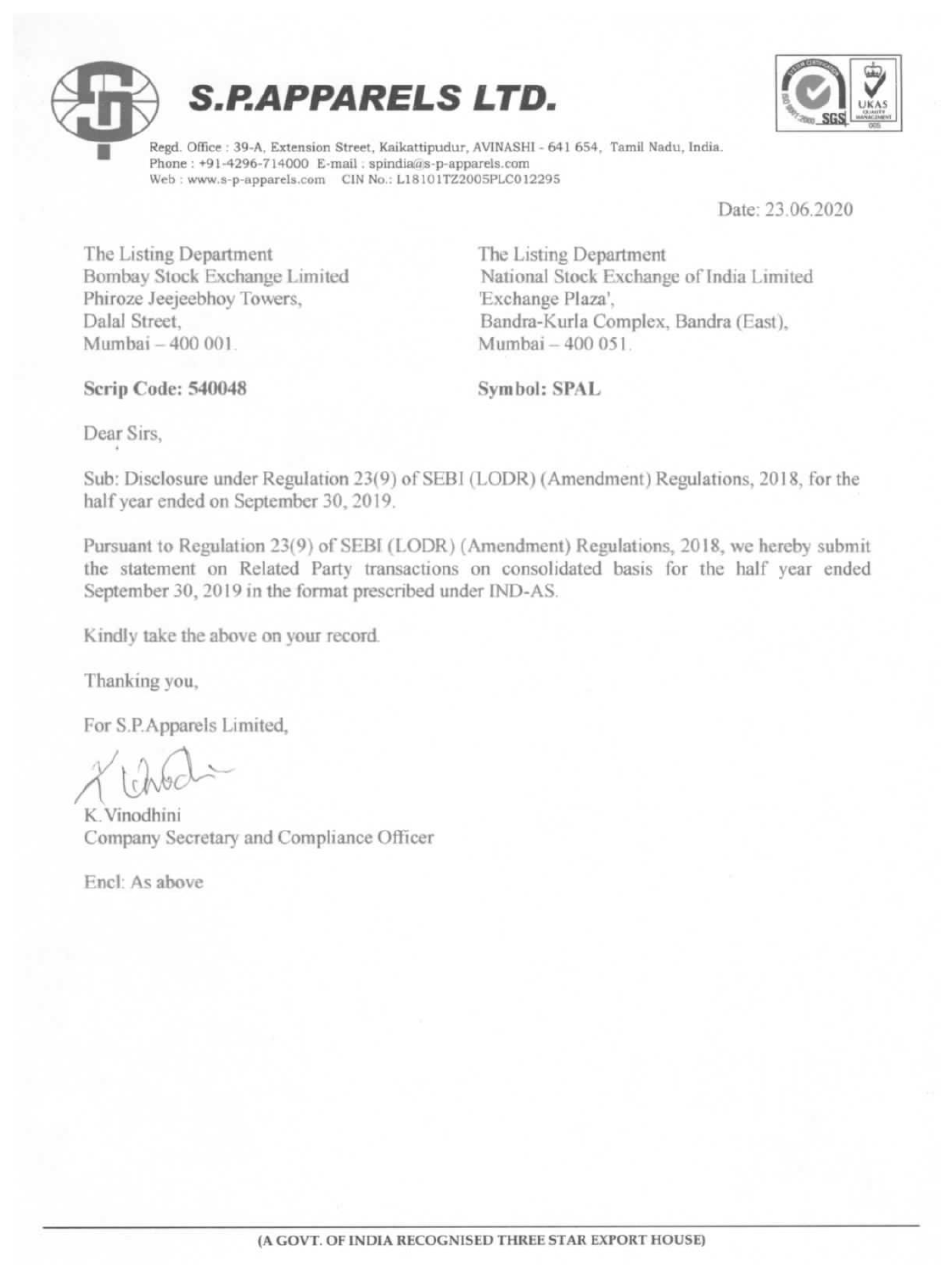# S.P.APPARELS LTD.

Regd. Office : 39-A, Extension Street, Kaikattipudur, AVINASHI - 641 654, Tamil Nadu, India.
Phone : +91-4296-714000 E-mail : spindia@s-p-apparels.com
Web : www.s-p-apparels.com CIN No.: L18101TZ2005PLC012295

Date: 23.06.2020

The Listing Department
Bombay Stock Exchange Limited
Phiroze Jeejeebhoy Towers,
Dalal Street,
Mumbai – 400 001.

**Scrip Code: 540048**

The Listing Department
National Stock Exchange of India Limited
'Exchange Plaza',
Bandra-Kurla Complex, Bandra (East),
Mumbai – 400 051.

**Symbol: SPAL**

Dear Sirs,

Sub: Disclosure under Regulation 23(9) of SEBI (LODR) (Amendment) Regulations, 2018, for the half year ended on September 30, 2019.

Pursuant to Regulation 23(9) of SEBI (LODR) (Amendment) Regulations, 2018, we hereby submit the statement on Related Party transactions on consolidated basis for the half year ended September 30, 2019 in the format prescribed under IND-AS.

Kindly take the above on your record.

Thanking you,

For S.P.Apparels Limited,

K.Vinodhini
Company Secretary and Compliance Officer

Encl: As above

(A GOVT. OF INDIA RECOGNISED THREE STAR EXPORT HOUSE)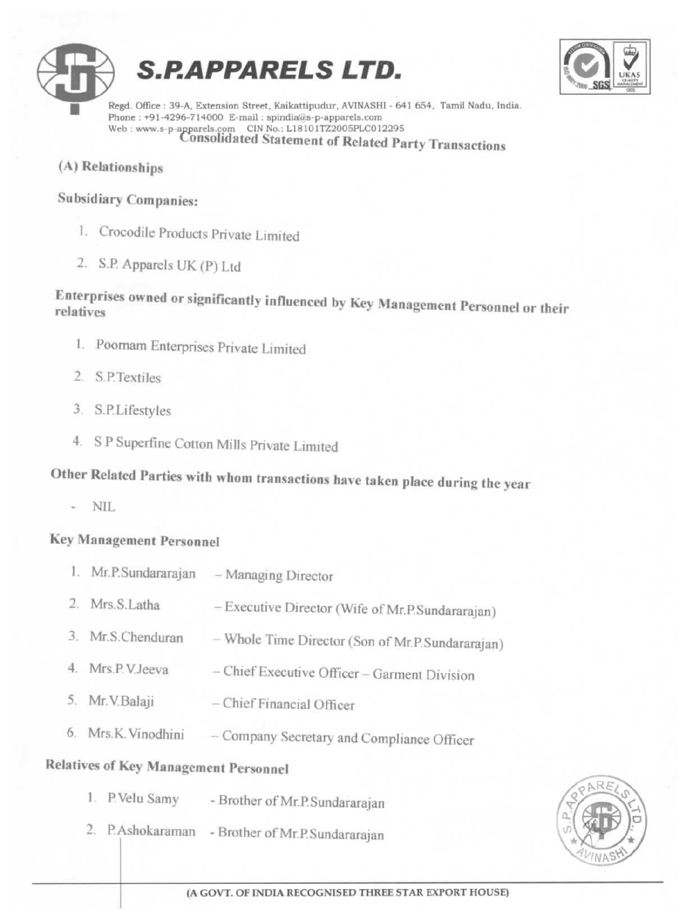# S.P.APPARELS LTD.

Regd. Office : 39-A, Extension Street, Kaikattipudur, AVINASHI - 641 654, Tamil Nadu, India.
Phone : +91-4296-714000 E-mail : spindia@s-p-apparels.com
Web : www.s-p-apparels.com CIN No.: L18101TZ2005PLC012295

## Consolidated Statement of Related Party Transactions

### (A) Relationships

**Subsidiary Companies:**

1. Crocodile Products Private Limited
2. S.P. Apparels UK (P) Ltd

**Enterprises owned or significantly influenced by Key Management Personnel or their relatives**

1. Poornam Enterprises Private Limited
2. S.P.Textiles
3. S.P.Lifestyles
4. S P Superfine Cotton Mills Private Limited

**Other Related Parties with whom transactions have taken place during the year**

- NIL

**Key Management Personnel**

1. Mr.P.Sundararajan – Managing Director
2. Mrs.S.Latha – Executive Director (Wife of Mr.P.Sundararajan)
3. Mr.S.Chenduran – Whole Time Director (Son of Mr.P.Sundararajan)
4. Mrs.P.V.Jeeva – Chief Executive Officer – Garment Division
5. Mr.V.Balaji – Chief Financial Officer
6. Mrs.K.Vinodhini – Company Secretary and Compliance Officer

**Relatives of Key Management Personnel**

1. P.Velu Samy - Brother of Mr.P.Sundararajan
2. P.Ashokaraman - Brother of Mr.P.Sundararajan

(A GOVT. OF INDIA RECOGNISED THREE STAR EXPORT HOUSE)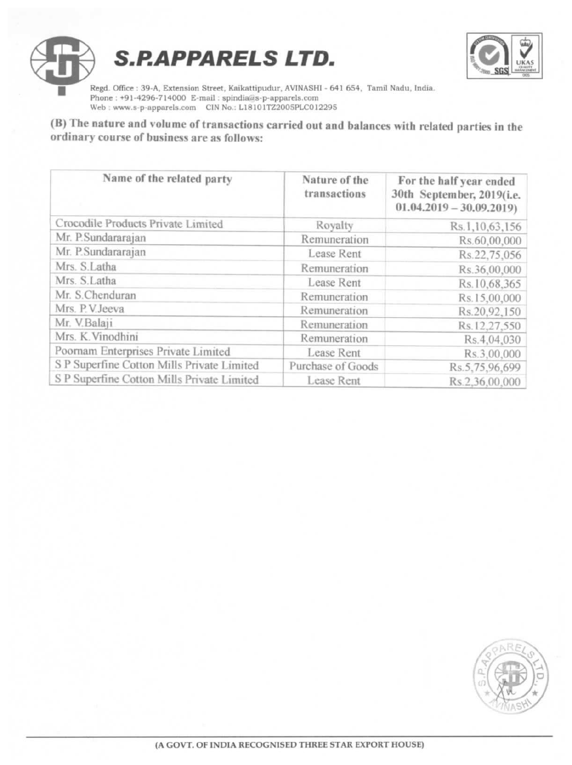# S.P.APPARELS LTD.

Regd. Office : 39-A, Extension Street, Kaikattipudur, AVINASHI - 641 654, Tamil Nadu, India.
Phone : +91-4296-714000 E-mail : spindia@s-p-apparels.com
Web : www.s-p-apparels.com CIN No.: L18101TZ2005PLC012295

**(B) The nature and volume of transactions carried out and balances with related parties in the ordinary course of business are as follows:**

| Name of the related party | Nature of the transactions | For the half year ended 30th September, 2019(i.e. 01.04.2019 – 30.09.2019) |
|---|---|---|
| Crocodile Products Private Limited | Royalty | Rs.1,10,63,156 |
| Mr. P.Sundararajan | Remuneration | Rs.60,00,000 |
| Mr. P.Sundararajan | Lease Rent | Rs.22,75,056 |
| Mrs. S.Latha | Remuneration | Rs.36,00,000 |
| Mrs. S.Latha | Lease Rent | Rs.10,68,365 |
| Mr. S.Chenduran | Remuneration | Rs.15,00,000 |
| Mrs. P.V.Jeeva | Remuneration | Rs.20,92,150 |
| Mr. V.Balaji | Remuneration | Rs.12,27,550 |
| Mrs. K.Vinodhini | Remuneration | Rs.4,04,030 |
| Poornam Enterprises Private Limited | Lease Rent | Rs.3,00,000 |
| S P Superfine Cotton Mills Private Limited | Purchase of Goods | Rs.5,75,96,699 |
| S P Superfine Cotton Mills Private Limited | Lease Rent | Rs.2,36,00,000 |

(A GOVT. OF INDIA RECOGNISED THREE STAR EXPORT HOUSE)